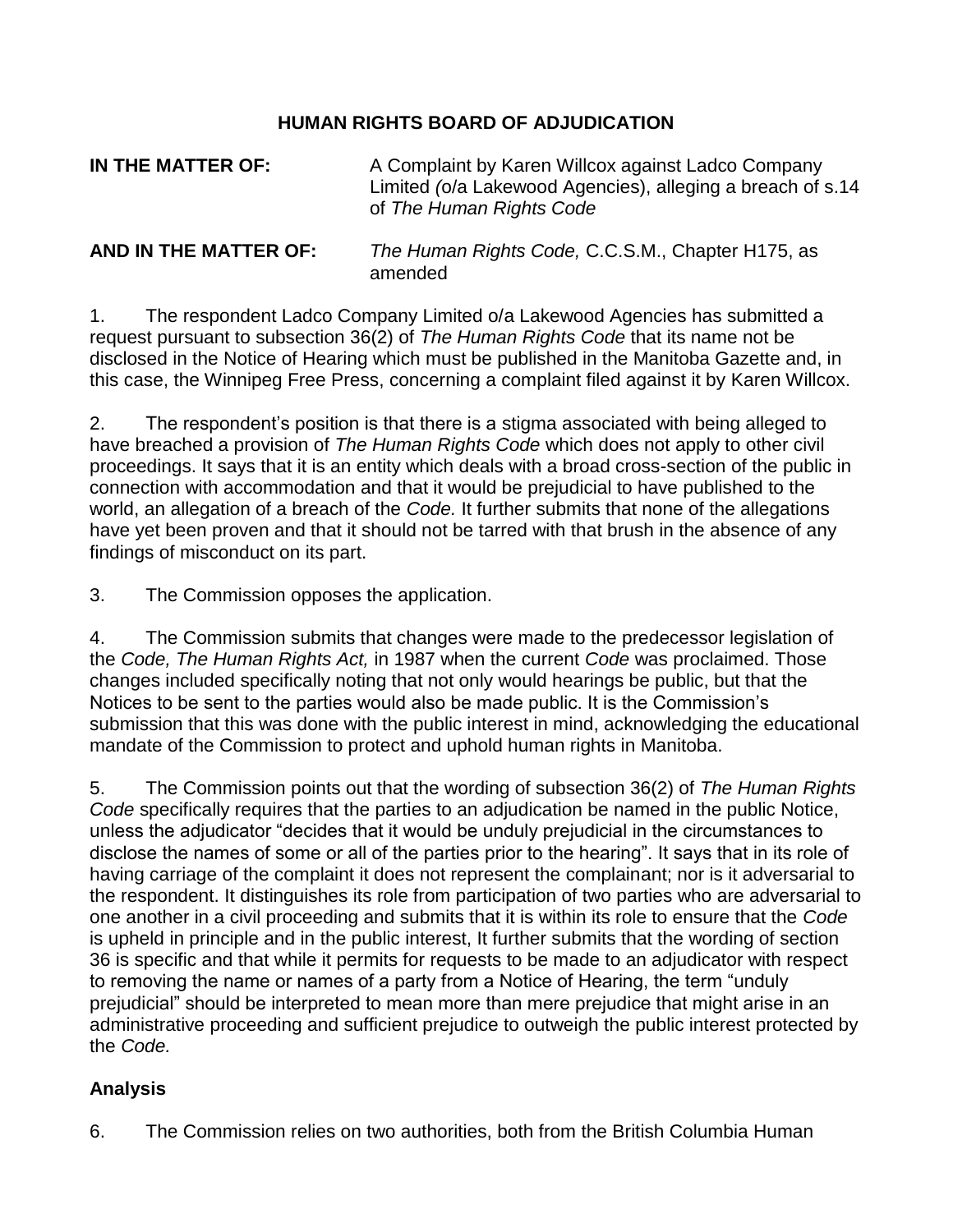**HUMAN RIGHTS BOARD OF ADJUDICATION**

**IN THE MATTER OF:** A Complaint by Karen Willcox against Ladco Company Limited *(*o/a Lakewood Agencies), alleging a breach of s.14 of *The Human Rights Code*

**AND IN THE MATTER OF:** *The Human Rights Code,* C.C.S.M., Chapter H175, as amended

1. The respondent Ladco Company Limited o/a Lakewood Agencies has submitted a request pursuant to subsection 36(2) of *The Human Rights Code* that its name not be disclosed in the Notice of Hearing which must be published in the Manitoba Gazette and, in this case, the Winnipeg Free Press, concerning a complaint filed against it by Karen Willcox.

2. The respondent's position is that there is a stigma associated with being alleged to have breached a provision of *The Human Rights Code* which does not apply to other civil proceedings. It says that it is an entity which deals with a broad cross-section of the public in connection with accommodation and that it would be prejudicial to have published to the world, an allegation of a breach of the *Code.* It further submits that none of the allegations have yet been proven and that it should not be tarred with that brush in the absence of any findings of misconduct on its part.

3. The Commission opposes the application.

4. The Commission submits that changes were made to the predecessor legislation of the *Code, The Human Rights Act,* in 1987 when the current *Code* was proclaimed. Those changes included specifically noting that not only would hearings be public, but that the Notices to be sent to the parties would also be made public. It is the Commission's submission that this was done with the public interest in mind, acknowledging the educational mandate of the Commission to protect and uphold human rights in Manitoba.

5. The Commission points out that the wording of subsection 36(2) of *The Human Rights Code* specifically requires that the parties to an adjudication be named in the public Notice, unless the adjudicator "decides that it would be unduly prejudicial in the circumstances to disclose the names of some or all of the parties prior to the hearing". It says that in its role of having carriage of the complaint it does not represent the complainant; nor is it adversarial to the respondent. It distinguishes its role from participation of two parties who are adversarial to one another in a civil proceeding and submits that it is within its role to ensure that the *Code* is upheld in principle and in the public interest, It further submits that the wording of section 36 is specific and that while it permits for requests to be made to an adjudicator with respect to removing the name or names of a party from a Notice of Hearing, the term "unduly prejudicial" should be interpreted to mean more than mere prejudice that might arise in an administrative proceeding and sufficient prejudice to outweigh the public interest protected by the *Code.*

## Analysis

6. The Commission relies on two authorities, both from the British Columbia Human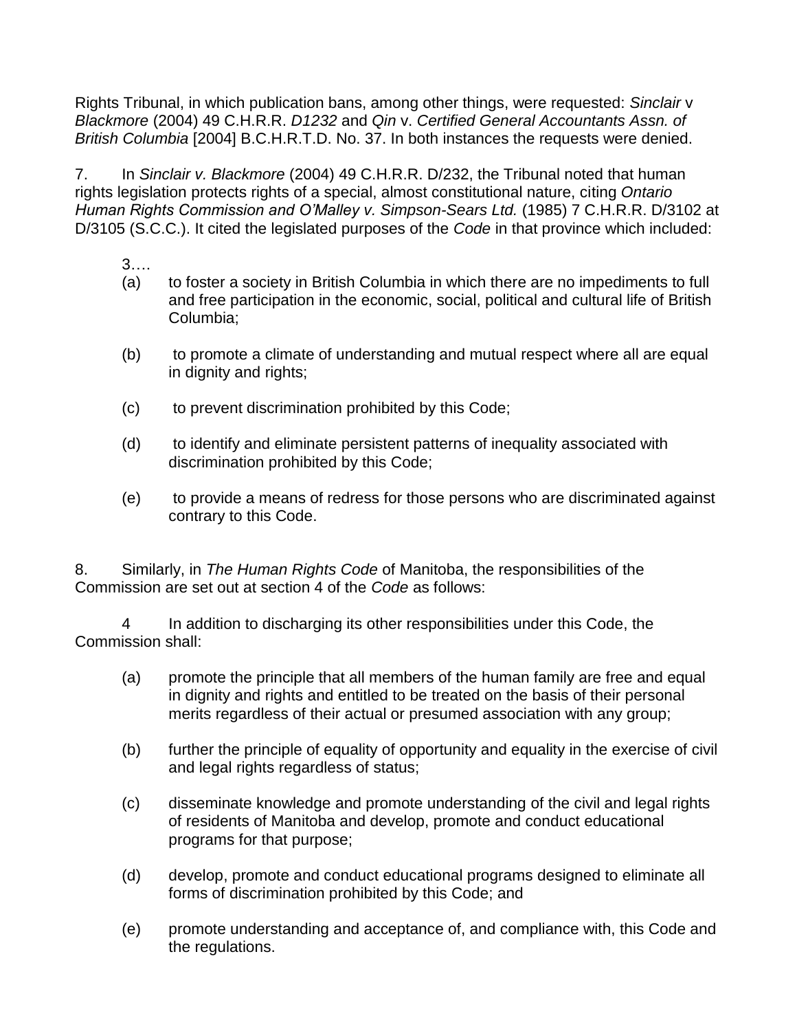Rights Tribunal, in which publication bans, among other things, were requested: *Sinclair* v *Blackmore* (2004) 49 C.H.R.R. *D1232* and *Qin* v. *Certified General Accountants Assn. of British Columbia* [2004] B.C.H.R.T.D. No. 37. In both instances the requests were denied.

7. In *Sinclair v. Blackmore* (2004) 49 C.H.R.R. D/232, the Tribunal noted that human rights legislation protects rights of a special, almost constitutional nature, citing *Ontario Human Rights Commission and O'Malley v. Simpson-Sears Ltd.* (1985) 7 C.H.R.R. D/3102 at D/3105 (S.C.C.). It cited the legislated purposes of the *Code* in that province which included:

> 3.…
>
> (a) to foster a society in British Columbia in which there are no impediments to full and free participation in the economic, social, political and cultural life of British Columbia;
>
> (b) to promote a climate of understanding and mutual respect where all are equal in dignity and rights;
>
> (c) to prevent discrimination prohibited by this Code;
>
> (d) to identify and eliminate persistent patterns of inequality associated with discrimination prohibited by this Code;
>
> (e) to provide a means of redress for those persons who are discriminated against contrary to this Code.

8. Similarly, in *The Human Rights Code* of Manitoba, the responsibilities of the Commission are set out at section 4 of the *Code* as follows:

> 4 In addition to discharging its other responsibilities under this Code, the Commission shall:
>
> (a) promote the principle that all members of the human family are free and equal in dignity and rights and entitled to be treated on the basis of their personal merits regardless of their actual or presumed association with any group;
>
> (b) further the principle of equality of opportunity and equality in the exercise of civil and legal rights regardless of status;
>
> (c) disseminate knowledge and promote understanding of the civil and legal rights of residents of Manitoba and develop, promote and conduct educational programs for that purpose;
>
> (d) develop, promote and conduct educational programs designed to eliminate all forms of discrimination prohibited by this Code; and
>
> (e) promote understanding and acceptance of, and compliance with, this Code and the regulations.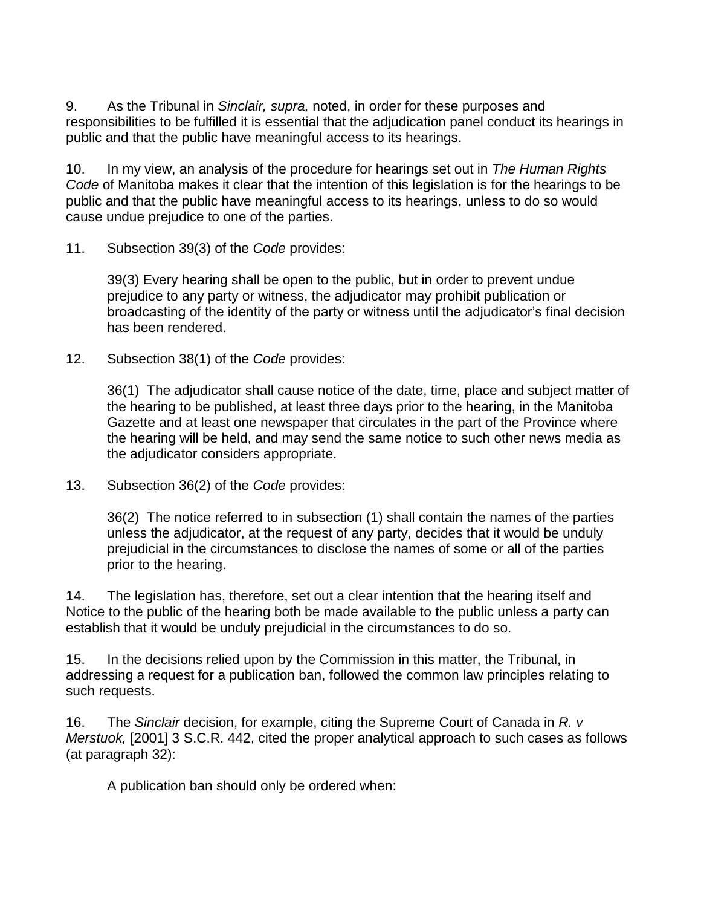9. As the Tribunal in *Sinclair, supra,* noted, in order for these purposes and responsibilities to be fulfilled it is essential that the adjudication panel conduct its hearings in public and that the public have meaningful access to its hearings.

10. In my view, an analysis of the procedure for hearings set out in *The Human Rights Code* of Manitoba makes it clear that the intention of this legislation is for the hearings to be public and that the public have meaningful access to its hearings, unless to do so would cause undue prejudice to one of the parties.

11. Subsection 39(3) of the *Code* provides:

> 39(3) Every hearing shall be open to the public, but in order to prevent undue prejudice to any party or witness, the adjudicator may prohibit publication or broadcasting of the identity of the party or witness until the adjudicator's final decision has been rendered.

12. Subsection 38(1) of the *Code* provides:

> 36(1) The adjudicator shall cause notice of the date, time, place and subject matter of the hearing to be published, at least three days prior to the hearing, in the Manitoba Gazette and at least one newspaper that circulates in the part of the Province where the hearing will be held, and may send the same notice to such other news media as the adjudicator considers appropriate.

13. Subsection 36(2) of the *Code* provides:

> 36(2) The notice referred to in subsection (1) shall contain the names of the parties unless the adjudicator, at the request of any party, decides that it would be unduly prejudicial in the circumstances to disclose the names of some or all of the parties prior to the hearing.

14. The legislation has, therefore, set out a clear intention that the hearing itself and Notice to the public of the hearing both be made available to the public unless a party can establish that it would be unduly prejudicial in the circumstances to do so.

15. In the decisions relied upon by the Commission in this matter, the Tribunal, in addressing a request for a publication ban, followed the common law principles relating to such requests.

16. The *Sinclair* decision, for example, citing the Supreme Court of Canada in *R. v Merstuok,* [2001] 3 S.C.R. 442, cited the proper analytical approach to such cases as follows (at paragraph 32):

> A publication ban should only be ordered when: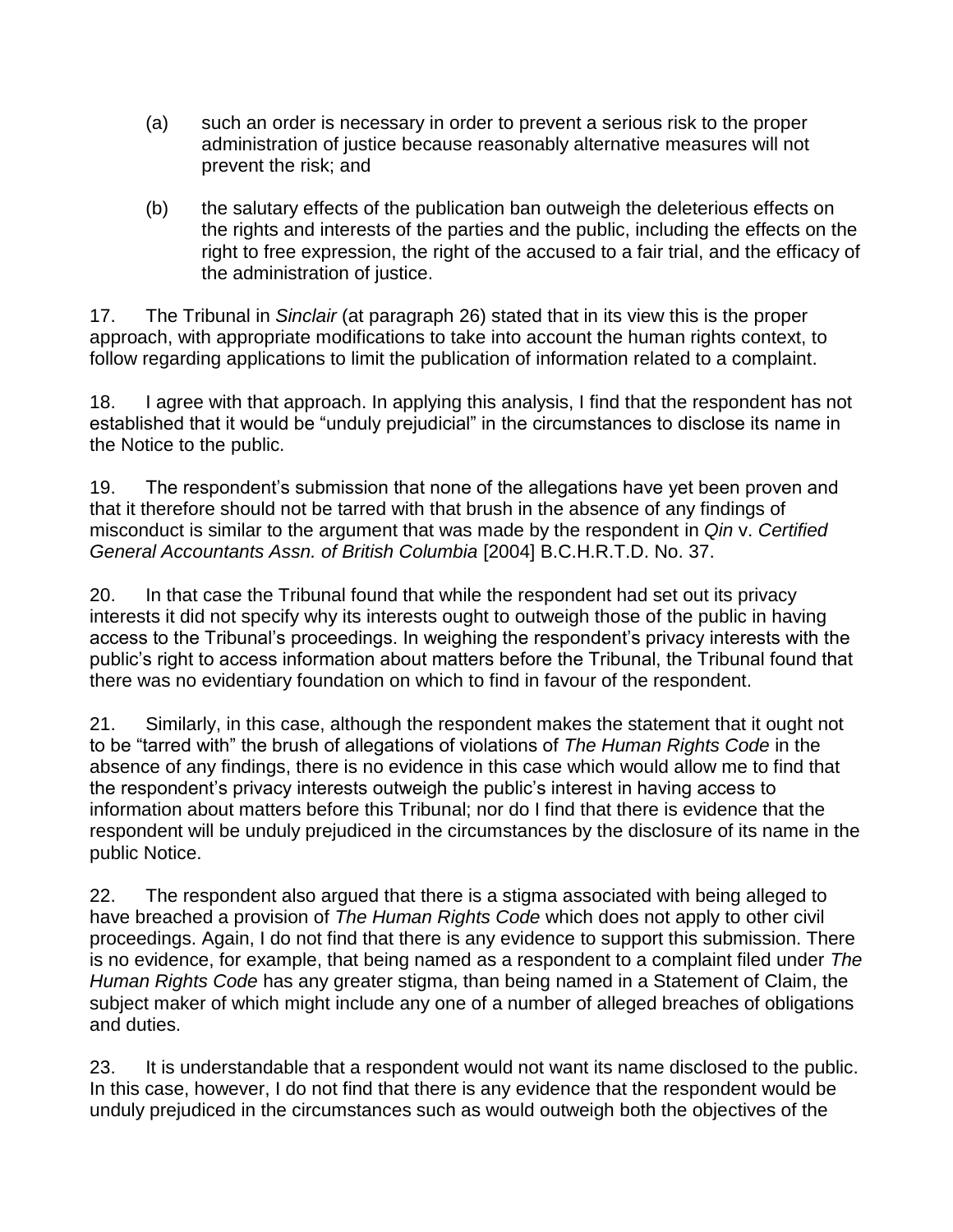(a) such an order is necessary in order to prevent a serious risk to the proper administration of justice because reasonably alternative measures will not prevent the risk; and

(b) the salutary effects of the publication ban outweigh the deleterious effects on the rights and interests of the parties and the public, including the effects on the right to free expression, the right of the accused to a fair trial, and the efficacy of the administration of justice.

17. The Tribunal in *Sinclair* (at paragraph 26) stated that in its view this is the proper approach, with appropriate modifications to take into account the human rights context, to follow regarding applications to limit the publication of information related to a complaint.

18. I agree with that approach. In applying this analysis, I find that the respondent has not established that it would be "unduly prejudicial" in the circumstances to disclose its name in the Notice to the public.

19. The respondent's submission that none of the allegations have yet been proven and that it therefore should not be tarred with that brush in the absence of any findings of misconduct is similar to the argument that was made by the respondent in *Qin* v. *Certified General Accountants Assn. of British Columbia* [2004] B.C.H.R.T.D. No. 37.

20. In that case the Tribunal found that while the respondent had set out its privacy interests it did not specify why its interests ought to outweigh those of the public in having access to the Tribunal's proceedings. In weighing the respondent's privacy interests with the public's right to access information about matters before the Tribunal, the Tribunal found that there was no evidentiary foundation on which to find in favour of the respondent.

21. Similarly, in this case, although the respondent makes the statement that it ought not to be "tarred with" the brush of allegations of violations of *The Human Rights Code* in the absence of any findings, there is no evidence in this case which would allow me to find that the respondent's privacy interests outweigh the public's interest in having access to information about matters before this Tribunal; nor do I find that there is evidence that the respondent will be unduly prejudiced in the circumstances by the disclosure of its name in the public Notice.

22. The respondent also argued that there is a stigma associated with being alleged to have breached a provision of *The Human Rights Code* which does not apply to other civil proceedings. Again, I do not find that there is any evidence to support this submission. There is no evidence, for example, that being named as a respondent to a complaint filed under *The Human Rights Code* has any greater stigma, than being named in a Statement of Claim, the subject maker of which might include any one of a number of alleged breaches of obligations and duties.

23. It is understandable that a respondent would not want its name disclosed to the public. In this case, however, I do not find that there is any evidence that the respondent would be unduly prejudiced in the circumstances such as would outweigh both the objectives of the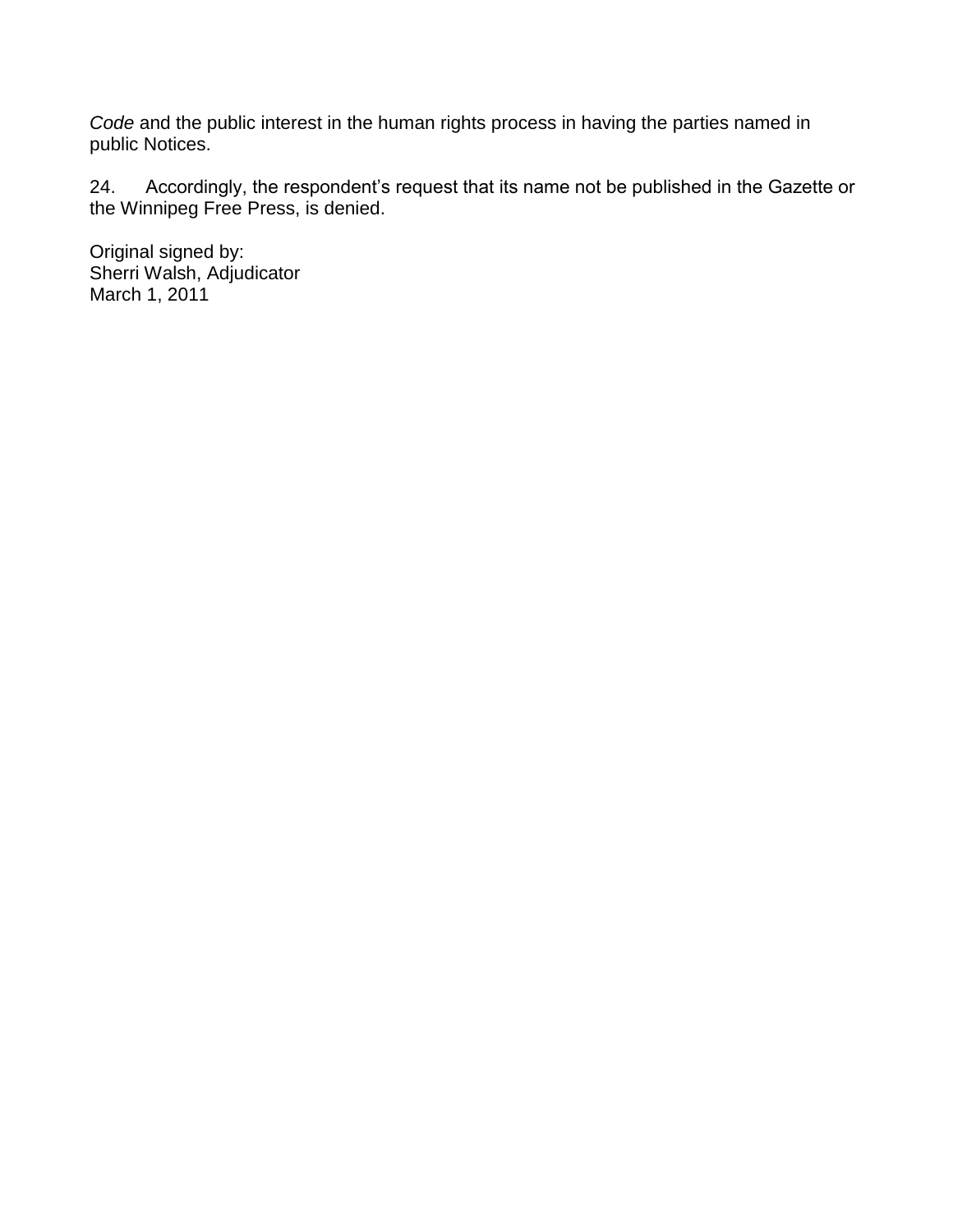*Code* and the public interest in the human rights process in having the parties named in public Notices.

24. Accordingly, the respondent's request that its name not be published in the Gazette or the Winnipeg Free Press, is denied.

Original signed by:
Sherri Walsh, Adjudicator
March 1, 2011